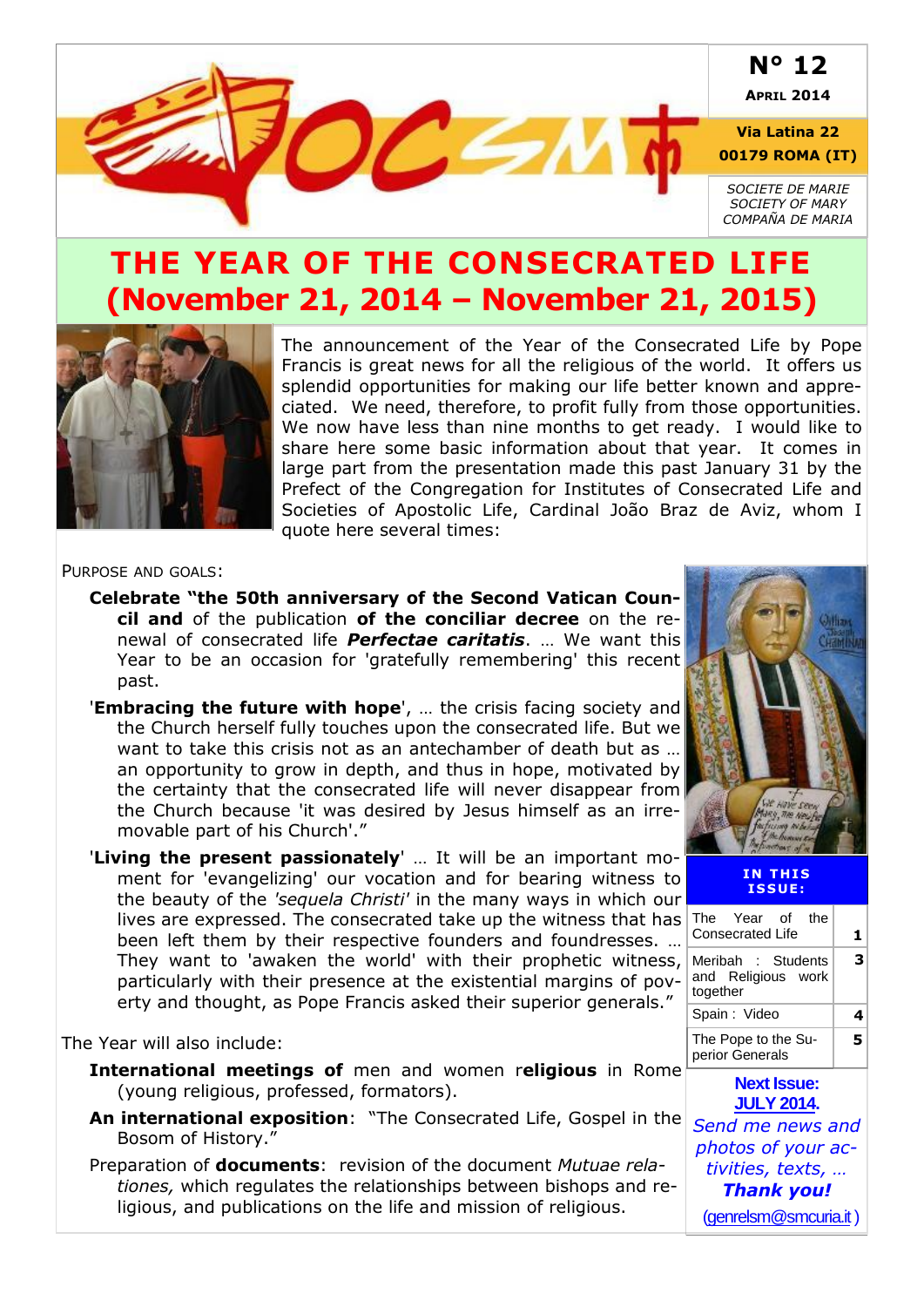N° 12

APRIL 2014

Via Latina 22
00179 ROMA (IT)

*SOCIETE DE MARIE*
*SOCIETY OF MARY*
*COMPAÑA DE MARIA*

# THE YEAR OF THE CONSECRATED LIFE (November 21, 2014 – November 21, 2015)

The announcement of the Year of the Consecrated Life by Pope Francis is great news for all the religious of the world. It offers us splendid opportunities for making our life better known and appreciated. We need, therefore, to profit fully from those opportunities. We now have less than nine months to get ready. I would like to share here some basic information about that year. It comes in large part from the presentation made this past January 31 by the Prefect of the Congregation for Institutes of Consecrated Life and Societies of Apostolic Life, Cardinal João Braz de Aviz, whom I quote here several times:

PURPOSE AND GOALS:

**Celebrate "the 50th anniversary of the Second Vatican Council and** of the publication **of the conciliar decree** on the renewal of consecrated life ***Perfectae caritatis***. … We want this Year to be an occasion for 'gratefully remembering' this recent past.

'**Embracing the future with hope**', … the crisis facing society and the Church herself fully touches upon the consecrated life. But we want to take this crisis not as an antechamber of death but as … an opportunity to grow in depth, and thus in hope, motivated by the certainty that the consecrated life will never disappear from the Church because 'it was desired by Jesus himself as an irremovable part of his Church'."

'**Living the present passionately**' … It will be an important moment for 'evangelizing' our vocation and for bearing witness to the beauty of the *'sequela Christi'* in the many ways in which our lives are expressed. The consecrated take up the witness that has been left them by their respective founders and foundresses. … They want to 'awaken the world' with their prophetic witness, particularly with their presence at the existential margins of poverty and thought, as Pope Francis asked their superior generals."

The Year will also include:

**International meetings of** men and women r**eligious** in Rome (young religious, professed, formators).

**An international exposition**: "The Consecrated Life, Gospel in the Bosom of History."

Preparation of **documents**: revision of the document *Mutuae relationes,* which regulates the relationships between bishops and religious, and publications on the life and mission of religious.

**IN THIS ISSUE:**

| | |
|---|---|
| The Year of the Consecrated Life | 1 |
| Meribah : Students and Religious work together | 3 |
| Spain : Video | 4 |
| The Pope to the Superior Generals | 5 |

**Next Issue: JULY 2014.**

*Send me news and photos of your activities, texts, …*

***Thank you!***

(genrelsm@smcuria.it )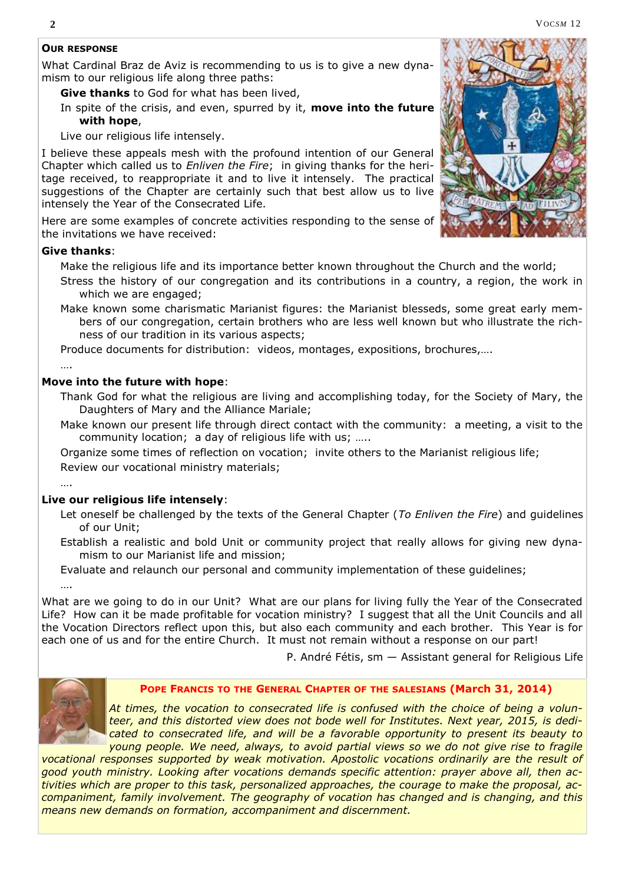## Our response

What Cardinal Braz de Aviz is recommending to us is to give a new dynamism to our religious life along three paths:

- **Give thanks** to God for what has been lived,
- In spite of the crisis, and even, spurred by it, **move into the future with hope**,
- Live our religious life intensely.

I believe these appeals mesh with the profound intention of our General Chapter which called us to *Enliven the Fire*; in giving thanks for the heritage received, to reappropriate it and to live it intensely. The practical suggestions of the Chapter are certainly such that best allow us to live intensely the Year of the Consecrated Life.

Here are some examples of concrete activities responding to the sense of the invitations we have received:

**Give thanks**:

- Make the religious life and its importance better known throughout the Church and the world;
- Stress the history of our congregation and its contributions in a country, a region, the work in which we are engaged;
- Make known some charismatic Marianist figures: the Marianist blesseds, some great early members of our congregation, certain brothers who are less well known but who illustrate the richness of our tradition in its various aspects;
- Produce documents for distribution: videos, montages, expositions, brochures,….
- ….

**Move into the future with hope**:

- Thank God for what the religious are living and accomplishing today, for the Society of Mary, the Daughters of Mary and the Alliance Mariale;
- Make known our present life through direct contact with the community: a meeting, a visit to the community location; a day of religious life with us; …..
- Organize some times of reflection on vocation; invite others to the Marianist religious life;
- Review our vocational ministry materials;
- ….

**Live our religious life intensely**:

- Let oneself be challenged by the texts of the General Chapter (*To Enliven the Fire*) and guidelines of our Unit;
- Establish a realistic and bold Unit or community project that really allows for giving new dynamism to our Marianist life and mission;
- Evaluate and relaunch our personal and community implementation of these guidelines;
- ….

What are we going to do in our Unit? What are our plans for living fully the Year of the Consecrated Life? How can it be made profitable for vocation ministry? I suggest that all the Unit Councils and all the Vocation Directors reflect upon this, but also each community and each brother. This Year is for each one of us and for the entire Church. It must not remain without a response on our part!

P. André Fétis, sm — Assistant general for Religious Life

### Pope Francis to the General Chapter of the Salesians (March 31, 2014)

*At times, the vocation to consecrated life is confused with the choice of being a volunteer, and this distorted view does not bode well for Institutes. Next year, 2015, is dedicated to consecrated life, and will be a favorable opportunity to present its beauty to young people. We need, always, to avoid partial views so we do not give rise to fragile vocational responses supported by weak motivation. Apostolic vocations ordinarily are the result of good youth ministry. Looking after vocations demands specific attention: prayer above all, then activities which are proper to this task, personalized approaches, the courage to make the proposal, accompaniment, family involvement. The geography of vocation has changed and is changing, and this means new demands on formation, accompaniment and discernment.*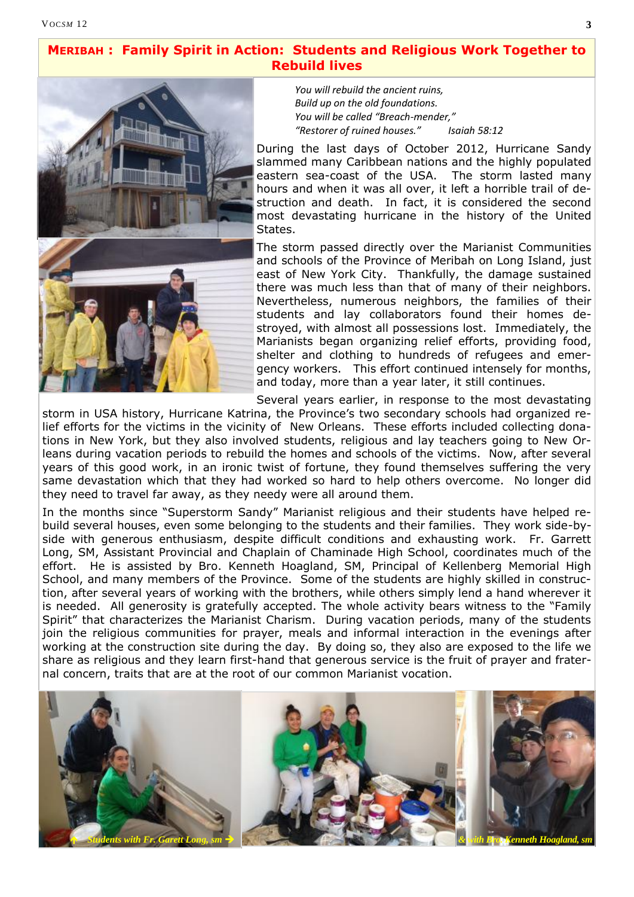## MERIBAH : Family Spirit in Action: Students and Religious Work Together to Rebuild lives

*You will rebuild the ancient ruins,*
*Build up on the old foundations.*
*You will be called "Breach-mender,"*
*"Restorer of ruined houses."* *Isaiah 58:12*

During the last days of October 2012, Hurricane Sandy slammed many Caribbean nations and the highly populated eastern sea-coast of the USA. The storm lasted many hours and when it was all over, it left a horrible trail of destruction and death. In fact, it is considered the second most devastating hurricane in the history of the United States.

The storm passed directly over the Marianist Communities and schools of the Province of Meribah on Long Island, just east of New York City. Thankfully, the damage sustained there was much less than that of many of their neighbors. Nevertheless, numerous neighbors, the families of their students and lay collaborators found their homes destroyed, with almost all possessions lost. Immediately, the Marianists began organizing relief efforts, providing food, shelter and clothing to hundreds of refugees and emergency workers. This effort continued intensely for months, and today, more than a year later, it still continues.

Several years earlier, in response to the most devastating storm in USA history, Hurricane Katrina, the Province's two secondary schools had organized relief efforts for the victims in the vicinity of New Orleans. These efforts included collecting donations in New York, but they also involved students, religious and lay teachers going to New Orleans during vacation periods to rebuild the homes and schools of the victims. Now, after several years of this good work, in an ironic twist of fortune, they found themselves suffering the very same devastation which that they had worked so hard to help others overcome. No longer did they need to travel far away, as they needy were all around them.

In the months since "Superstorm Sandy" Marianist religious and their students have helped rebuild several houses, even some belonging to the students and their families. They work side-by-side with generous enthusiasm, despite difficult conditions and exhausting work. Fr. Garrett Long, SM, Assistant Provincial and Chaplain of Chaminade High School, coordinates much of the effort. He is assisted by Bro. Kenneth Hoagland, SM, Principal of Kellenberg Memorial High School, and many members of the Province. Some of the students are highly skilled in construction, after several years of working with the brothers, while others simply lend a hand wherever it is needed. All generosity is gratefully accepted. The whole activity bears witness to the "Family Spirit" that characterizes the Marianist Charism. During vacation periods, many of the students join the religious communities for prayer, meals and informal interaction in the evenings after working at the construction site during the day. By doing so, they also are exposed to the life we share as religious and they learn first-hand that generous service is the fruit of prayer and fraternal concern, traits that are at the root of our common Marianist vocation.

↑ Students with Fr. Garett Long, sm →

& with Bro. Kenneth Hoagland, sm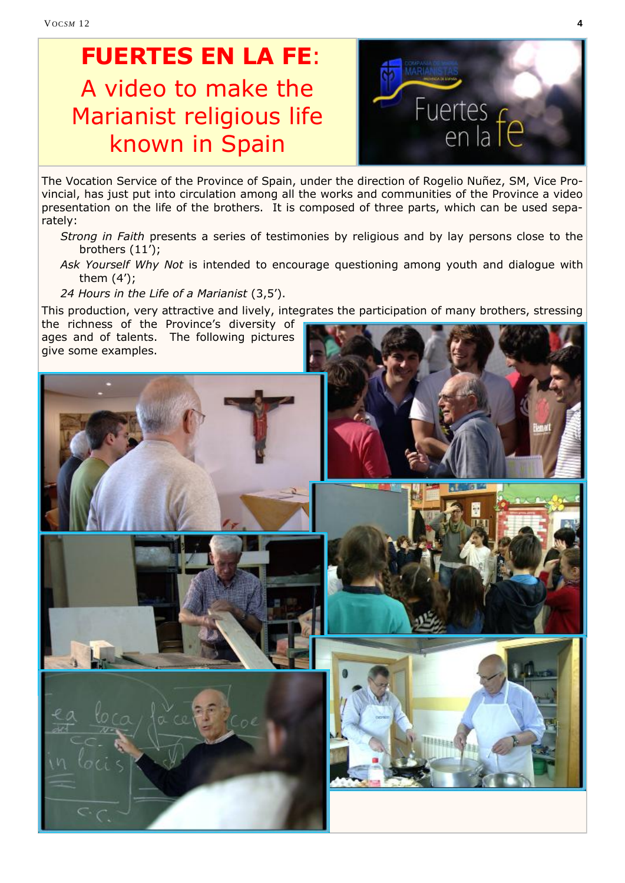# FUERTES EN LA FE: A video to make the Marianist religious life known in Spain

The Vocation Service of the Province of Spain, under the direction of Rogelio Nuñez, SM, Vice Provincial, has just put into circulation among all the works and communities of the Province a video presentation on the life of the brothers. It is composed of three parts, which can be used separately:

*Strong in Faith* presents a series of testimonies by religious and by lay persons close to the brothers (11');

*Ask Yourself Why Not* is intended to encourage questioning among youth and dialogue with them (4');

*24 Hours in the Life of a Marianist* (3,5').

This production, very attractive and lively, integrates the participation of many brothers, stressing the richness of the Province's diversity of ages and of talents. The following pictures give some examples.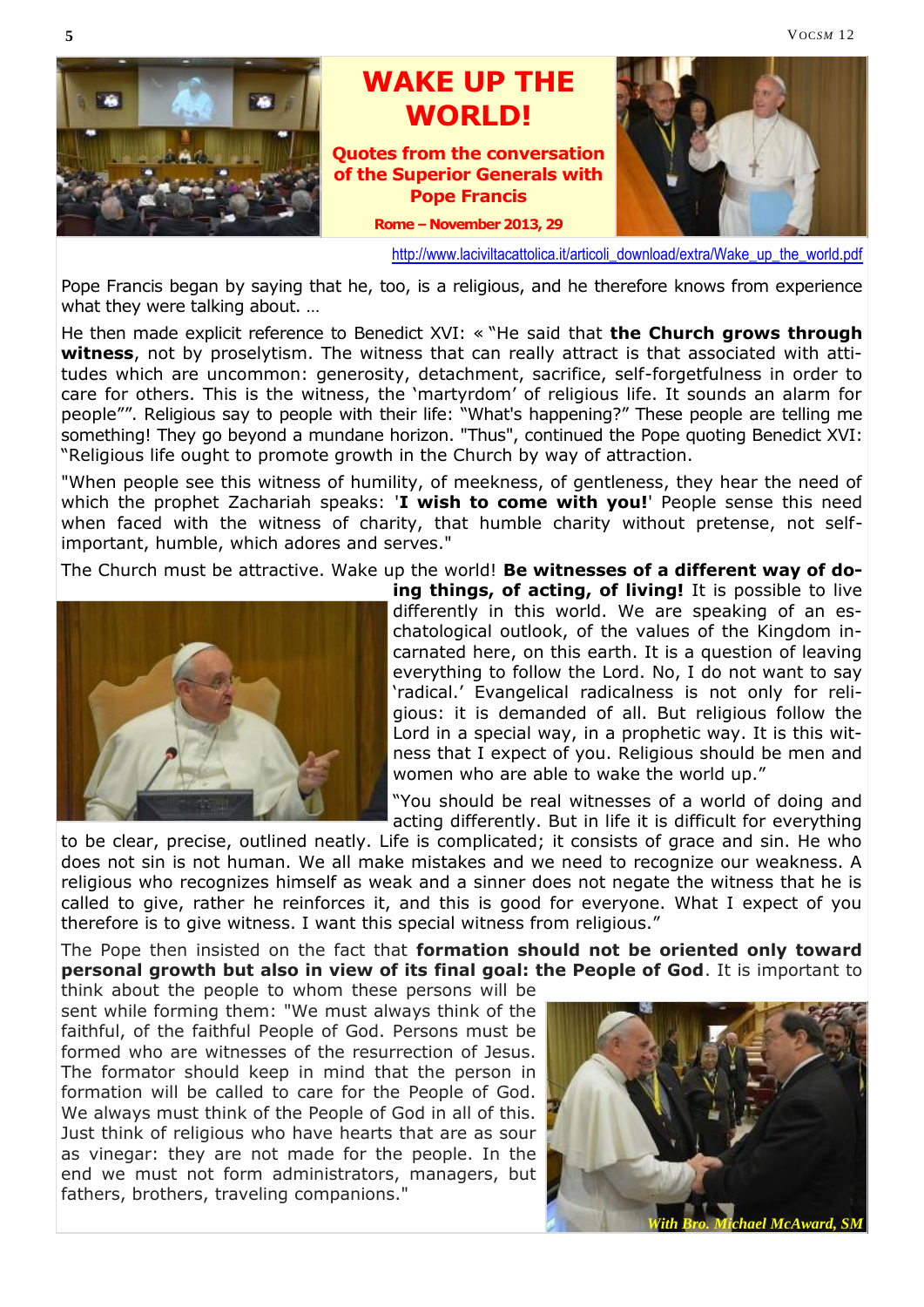# WAKE UP THE WORLD!

**Quotes from the conversation of the Superior Generals with Pope Francis**

**Rome – November 2013, 29**

http://www.laciviltacattolica.it/articoli_download/extra/Wake_up_the_world.pdf

Pope Francis began by saying that he, too, is a religious, and he therefore knows from experience what they were talking about. …

He then made explicit reference to Benedict XVI: « "He said that **the Church grows through witness**, not by proselytism. The witness that can really attract is that associated with attitudes which are uncommon: generosity, detachment, sacrifice, self-forgetfulness in order to care for others. This is the witness, the 'martyrdom' of religious life. It sounds an alarm for people"". Religious say to people with their life: "What's happening?" These people are telling me something! They go beyond a mundane horizon. "Thus", continued the Pope quoting Benedict XVI: "Religious life ought to promote growth in the Church by way of attraction.

"When people see this witness of humility, of meekness, of gentleness, they hear the need of which the prophet Zachariah speaks: '**I wish to come with you!**' People sense this need when faced with the witness of charity, that humble charity without pretense, not self-important, humble, which adores and serves."

The Church must be attractive. Wake up the world! **Be witnesses of a different way of doing things, of acting, of living!** It is possible to live differently in this world. We are speaking of an eschatological outlook, of the values of the Kingdom incarnated here, on this earth. It is a question of leaving everything to follow the Lord. No, I do not want to say 'radical.' Evangelical radicalness is not only for religious: it is demanded of all. But religious follow the Lord in a special way, in a prophetic way. It is this witness that I expect of you. Religious should be men and women who are able to wake the world up."

"You should be real witnesses of a world of doing and acting differently. But in life it is difficult for everything to be clear, precise, outlined neatly. Life is complicated; it consists of grace and sin. He who does not sin is not human. We all make mistakes and we need to recognize our weakness. A religious who recognizes himself as weak and a sinner does not negate the witness that he is called to give, rather he reinforces it, and this is good for everyone. What I expect of you therefore is to give witness. I want this special witness from religious."

The Pope then insisted on the fact that **formation should not be oriented only toward personal growth but also in view of its final goal: the People of God**. It is important to think about the people to whom these persons will be sent while forming them: "We must always think of the faithful, of the faithful People of God. Persons must be formed who are witnesses of the resurrection of Jesus. The formator should keep in mind that the person in formation will be called to care for the People of God. We always must think of the People of God in all of this. Just think of religious who have hearts that are as sour as vinegar: they are not made for the people. In the end we must not form administrators, managers, but fathers, brothers, traveling companions."

*With Bro. Michael McAward, SM*